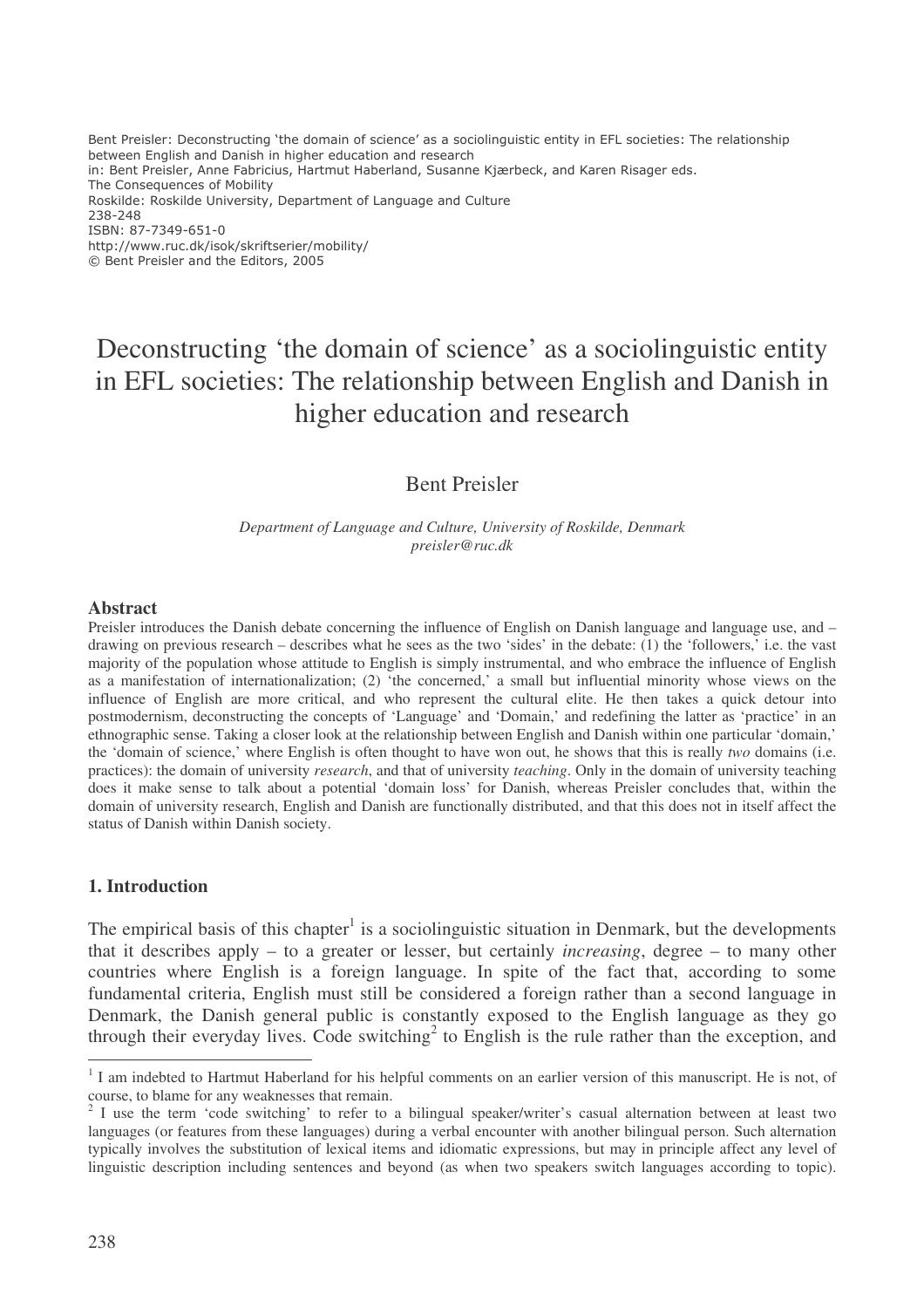Bent Preisler: Deconstructing 'the domain of science' as a sociolinguistic entity in EFL societies: The relationship between English and Danish in higher education and research
in: Bent Preisler, Anne Fabricius, Hartmut Haberland, Susanne Kjærbeck, and Karen Risager eds.
The Consequences of Mobility
Roskilde: Roskilde University, Department of Language and Culture
238-248
ISBN: 87-7349-651-0
http://www.ruc.dk/isok/skriftserier/mobility/
© Bent Preisler and the Editors, 2005

# Deconstructing 'the domain of science' as a sociolinguistic entity in EFL societies: The relationship between English and Danish in higher education and research

Bent Preisler

*Department of Language and Culture, University of Roskilde, Denmark*
*preisler@ruc.dk*

## Abstract

Preisler introduces the Danish debate concerning the influence of English on Danish language and language use, and – drawing on previous research – describes what he sees as the two 'sides' in the debate: (1) the 'followers,' i.e. the vast majority of the population whose attitude to English is simply instrumental, and who embrace the influence of English as a manifestation of internationalization; (2) 'the concerned,' a small but influential minority whose views on the influence of English are more critical, and who represent the cultural elite. He then takes a quick detour into postmodernism, deconstructing the concepts of 'Language' and 'Domain,' and redefining the latter as 'practice' in an ethnographic sense. Taking a closer look at the relationship between English and Danish within one particular 'domain,' the 'domain of science,' where English is often thought to have won out, he shows that this is really *two* domains (i.e. practices): the domain of university *research*, and that of university *teaching*. Only in the domain of university teaching does it make sense to talk about a potential 'domain loss' for Danish, whereas Preisler concludes that, within the domain of university research, English and Danish are functionally distributed, and that this does not in itself affect the status of Danish within Danish society.

## 1. Introduction

The empirical basis of this chapter[1] is a sociolinguistic situation in Denmark, but the developments that it describes apply – to a greater or lesser, but certainly *increasing*, degree – to many other countries where English is a foreign language. In spite of the fact that, according to some fundamental criteria, English must still be considered a foreign rather than a second language in Denmark, the Danish general public is constantly exposed to the English language as they go through their everyday lives. Code switching[2] to English is the rule rather than the exception, and

[1] I am indebted to Hartmut Haberland for his helpful comments on an earlier version of this manuscript. He is not, of course, to blame for any weaknesses that remain.

[2] I use the term 'code switching' to refer to a bilingual speaker/writer's casual alternation between at least two languages (or features from these languages) during a verbal encounter with another bilingual person. Such alternation typically involves the substitution of lexical items and idiomatic expressions, but may in principle affect any level of linguistic description including sentences and beyond (as when two speakers switch languages according to topic).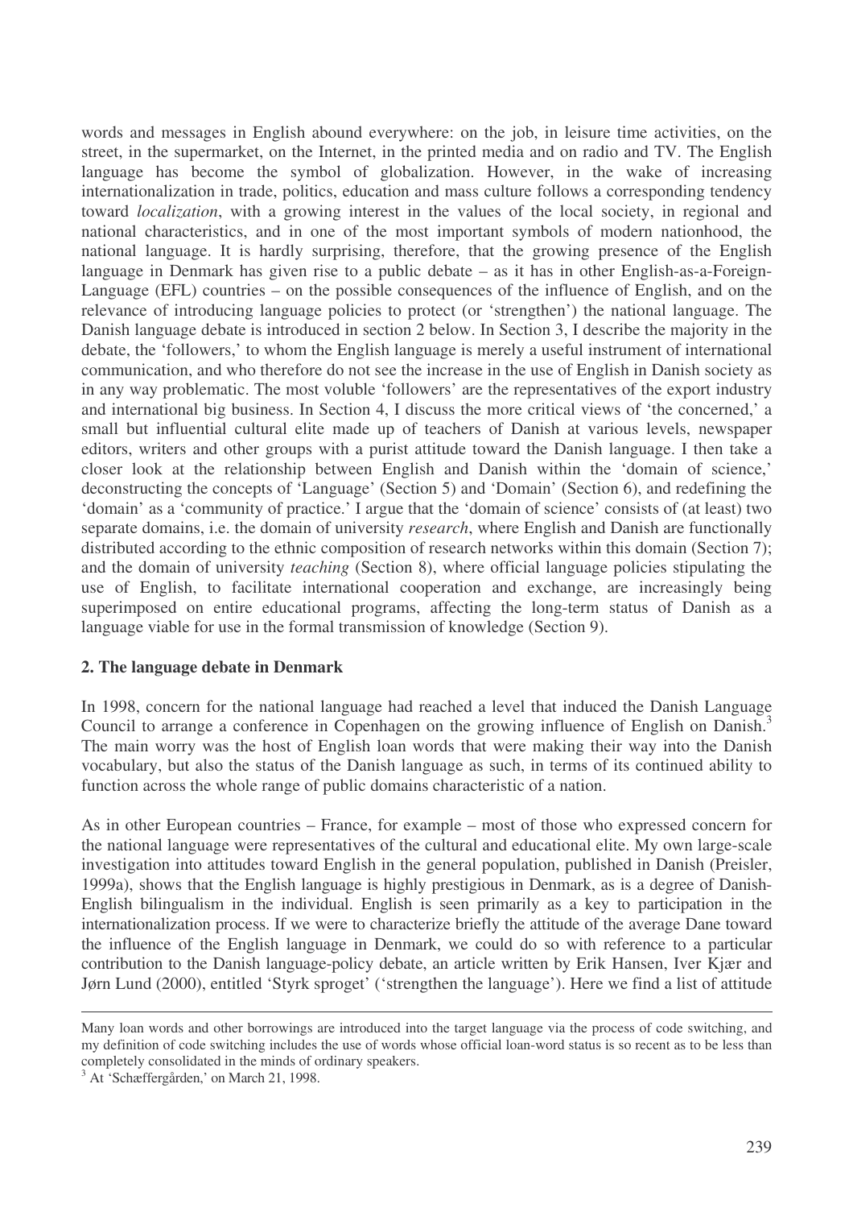words and messages in English abound everywhere: on the job, in leisure time activities, on the street, in the supermarket, on the Internet, in the printed media and on radio and TV. The English language has become the symbol of globalization. However, in the wake of increasing internationalization in trade, politics, education and mass culture follows a corresponding tendency toward *localization*, with a growing interest in the values of the local society, in regional and national characteristics, and in one of the most important symbols of modern nationhood, the national language. It is hardly surprising, therefore, that the growing presence of the English language in Denmark has given rise to a public debate – as it has in other English-as-a-Foreign-Language (EFL) countries – on the possible consequences of the influence of English, and on the relevance of introducing language policies to protect (or 'strengthen') the national language. The Danish language debate is introduced in section 2 below. In Section 3, I describe the majority in the debate, the 'followers,' to whom the English language is merely a useful instrument of international communication, and who therefore do not see the increase in the use of English in Danish society as in any way problematic. The most voluble 'followers' are the representatives of the export industry and international big business. In Section 4, I discuss the more critical views of 'the concerned,' a small but influential cultural elite made up of teachers of Danish at various levels, newspaper editors, writers and other groups with a purist attitude toward the Danish language. I then take a closer look at the relationship between English and Danish within the 'domain of science,' deconstructing the concepts of 'Language' (Section 5) and 'Domain' (Section 6), and redefining the 'domain' as a 'community of practice.' I argue that the 'domain of science' consists of (at least) two separate domains, i.e. the domain of university *research*, where English and Danish are functionally distributed according to the ethnic composition of research networks within this domain (Section 7); and the domain of university *teaching* (Section 8), where official language policies stipulating the use of English, to facilitate international cooperation and exchange, are increasingly being superimposed on entire educational programs, affecting the long-term status of Danish as a language viable for use in the formal transmission of knowledge (Section 9).

## 2. The language debate in Denmark

In 1998, concern for the national language had reached a level that induced the Danish Language Council to arrange a conference in Copenhagen on the growing influence of English on Danish.[3] The main worry was the host of English loan words that were making their way into the Danish vocabulary, but also the status of the Danish language as such, in terms of its continued ability to function across the whole range of public domains characteristic of a nation.

As in other European countries – France, for example – most of those who expressed concern for the national language were representatives of the cultural and educational elite. My own large-scale investigation into attitudes toward English in the general population, published in Danish (Preisler, 1999a), shows that the English language is highly prestigious in Denmark, as is a degree of Danish-English bilingualism in the individual. English is seen primarily as a key to participation in the internationalization process. If we were to characterize briefly the attitude of the average Dane toward the influence of the English language in Denmark, we could do so with reference to a particular contribution to the Danish language-policy debate, an article written by Erik Hansen, Iver Kjær and Jørn Lund (2000), entitled 'Styrk sproget' ('strengthen the language'). Here we find a list of attitude

---

Many loan words and other borrowings are introduced into the target language via the process of code switching, and my definition of code switching includes the use of words whose official loan-word status is so recent as to be less than completely consolidated in the minds of ordinary speakers.

[3] At 'Schæffergården,' on March 21, 1998.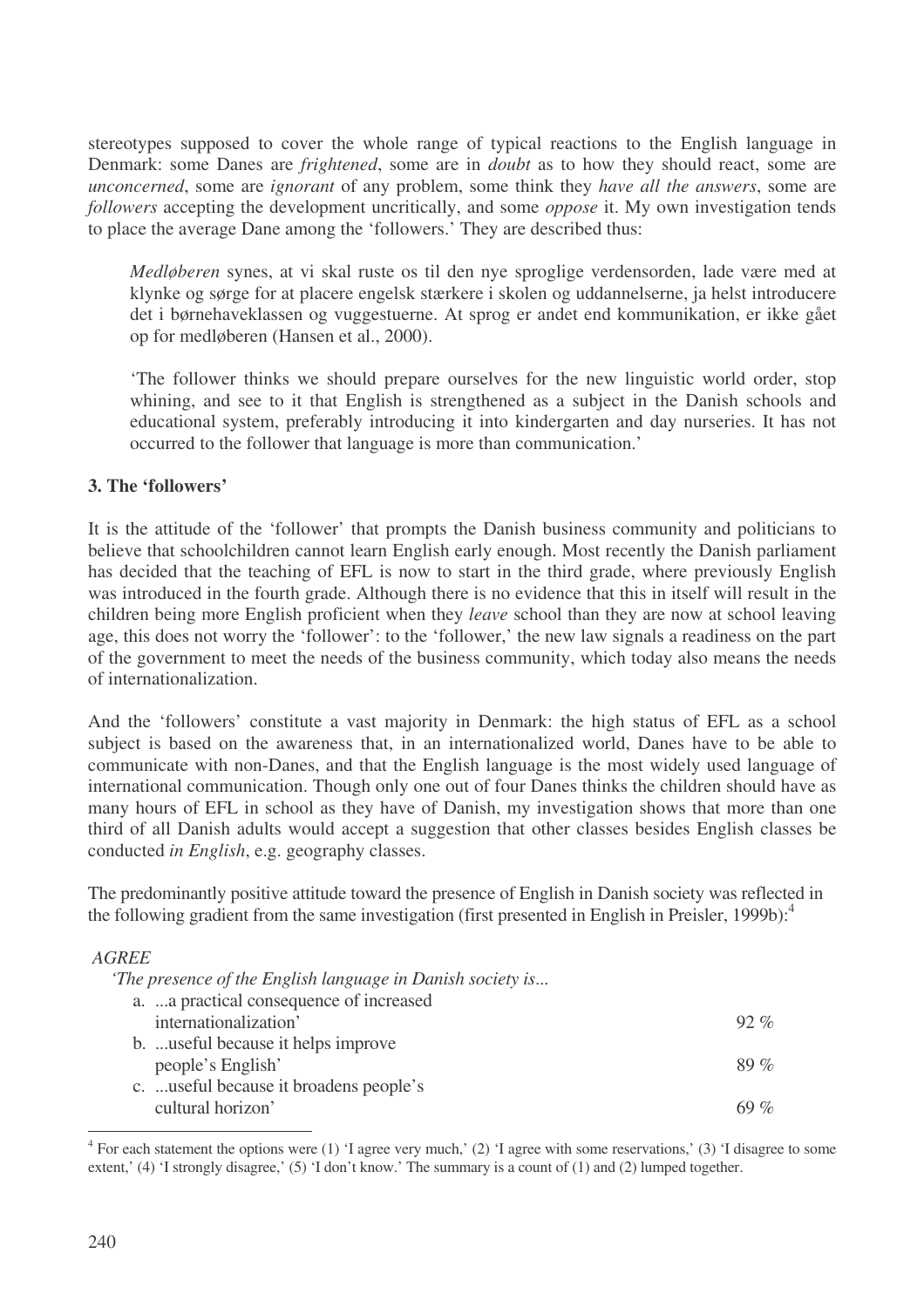stereotypes supposed to cover the whole range of typical reactions to the English language in Denmark: some Danes are *frightened*, some are in *doubt* as to how they should react, some are *unconcerned*, some are *ignorant* of any problem, some think they *have all the answers*, some are *followers* accepting the development uncritically, and some *oppose* it. My own investigation tends to place the average Dane among the 'followers.' They are described thus:

> *Medløberen* synes, at vi skal ruste os til den nye sproglige verdensorden, lade være med at klynke og sørge for at placere engelsk stærkere i skolen og uddannelserne, ja helst introducere det i børnehaveklassen og vuggestuerne. At sprog er andet end kommunikation, er ikke gået op for medløberen (Hansen et al., 2000).
>
> 'The follower thinks we should prepare ourselves for the new linguistic world order, stop whining, and see to it that English is strengthened as a subject in the Danish schools and educational system, preferably introducing it into kindergarten and day nurseries. It has not occurred to the follower that language is more than communication.'

## 3. The 'followers'

It is the attitude of the 'follower' that prompts the Danish business community and politicians to believe that schoolchildren cannot learn English early enough. Most recently the Danish parliament has decided that the teaching of EFL is now to start in the third grade, where previously English was introduced in the fourth grade. Although there is no evidence that this in itself will result in the children being more English proficient when they *leave* school than they are now at school leaving age, this does not worry the 'follower': to the 'follower,' the new law signals a readiness on the part of the government to meet the needs of the business community, which today also means the needs of internationalization.

And the 'followers' constitute a vast majority in Denmark: the high status of EFL as a school subject is based on the awareness that, in an internationalized world, Danes have to be able to communicate with non-Danes, and that the English language is the most widely used language of international communication. Though only one out of four Danes thinks the children should have as many hours of EFL in school as they have of Danish, my investigation shows that more than one third of all Danish adults would accept a suggestion that other classes besides English classes be conducted *in English*, e.g. geography classes.

The predominantly positive attitude toward the presence of English in Danish society was reflected in the following gradient from the same investigation (first presented in English in Preisler, 1999b):[4]

*AGREE*

*'The presence of the English language in Danish society is...*

| | |
|---|---|
| a. ...a practical consequence of increased internationalization' | 92 % |
| b. ...useful because it helps improve people's English' | 89 % |
| c. ...useful because it broadens people's cultural horizon' | 69 % |

[4] For each statement the options were (1) 'I agree very much,' (2) 'I agree with some reservations,' (3) 'I disagree to some extent,' (4) 'I strongly disagree,' (5) 'I don't know.' The summary is a count of (1) and (2) lumped together.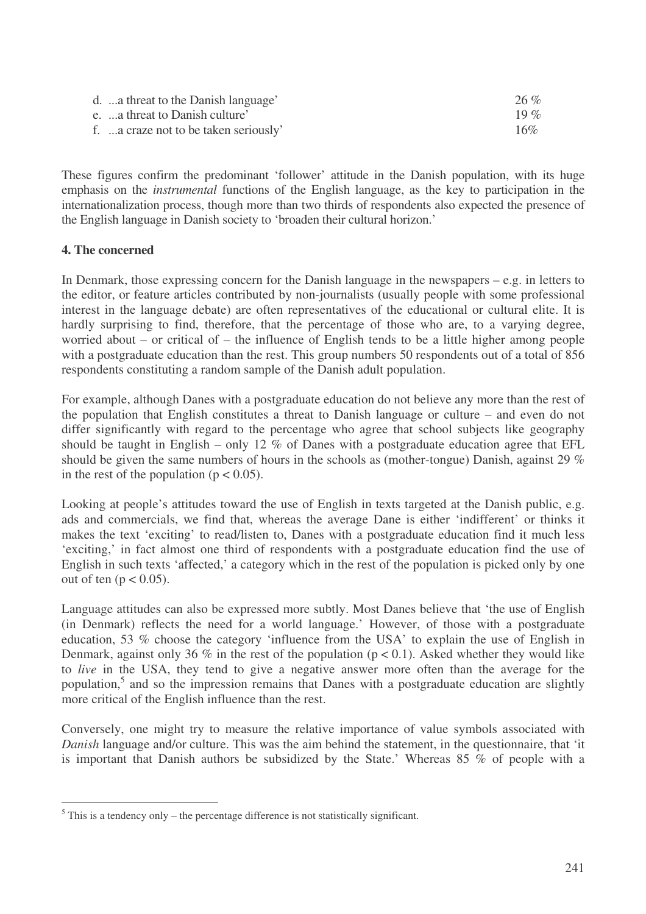d. ...a threat to the Danish language' 26 %
e. ...a threat to Danish culture' 19 %
f. ...a craze not to be taken seriously' 16%

These figures confirm the predominant 'follower' attitude in the Danish population, with its huge emphasis on the *instrumental* functions of the English language, as the key to participation in the internationalization process, though more than two thirds of respondents also expected the presence of the English language in Danish society to 'broaden their cultural horizon.'

## 4. The concerned

In Denmark, those expressing concern for the Danish language in the newspapers – e.g. in letters to the editor, or feature articles contributed by non-journalists (usually people with some professional interest in the language debate) are often representatives of the educational or cultural elite. It is hardly surprising to find, therefore, that the percentage of those who are, to a varying degree, worried about – or critical of – the influence of English tends to be a little higher among people with a postgraduate education than the rest. This group numbers 50 respondents out of a total of 856 respondents constituting a random sample of the Danish adult population.

For example, although Danes with a postgraduate education do not believe any more than the rest of the population that English constitutes a threat to Danish language or culture – and even do not differ significantly with regard to the percentage who agree that school subjects like geography should be taught in English – only 12 % of Danes with a postgraduate education agree that EFL should be given the same numbers of hours in the schools as (mother-tongue) Danish, against 29 % in the rest of the population ($p < 0.05$).

Looking at people's attitudes toward the use of English in texts targeted at the Danish public, e.g. ads and commercials, we find that, whereas the average Dane is either 'indifferent' or thinks it makes the text 'exciting' to read/listen to, Danes with a postgraduate education find it much less 'exciting,' in fact almost one third of respondents with a postgraduate education find the use of English in such texts 'affected,' a category which in the rest of the population is picked only by one out of ten ($p < 0.05$).

Language attitudes can also be expressed more subtly. Most Danes believe that 'the use of English (in Denmark) reflects the need for a world language.' However, of those with a postgraduate education, 53 % choose the category 'influence from the USA' to explain the use of English in Denmark, against only 36 % in the rest of the population ($p < 0.1$). Asked whether they would like to *live* in the USA, they tend to give a negative answer more often than the average for the population,[5] and so the impression remains that Danes with a postgraduate education are slightly more critical of the English influence than the rest.

Conversely, one might try to measure the relative importance of value symbols associated with *Danish* language and/or culture. This was the aim behind the statement, in the questionnaire, that 'it is important that Danish authors be subsidized by the State.' Whereas 85 % of people with a

[5] This is a tendency only – the percentage difference is not statistically significant.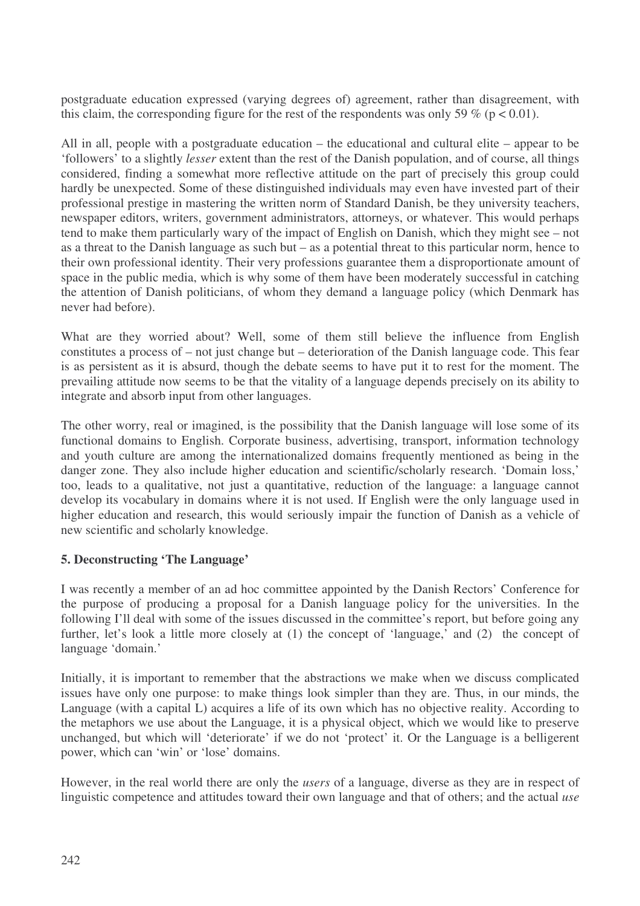postgraduate education expressed (varying degrees of) agreement, rather than disagreement, with this claim, the corresponding figure for the rest of the respondents was only 59 % ($p < 0.01$).

All in all, people with a postgraduate education – the educational and cultural elite – appear to be 'followers' to a slightly *lesser* extent than the rest of the Danish population, and of course, all things considered, finding a somewhat more reflective attitude on the part of precisely this group could hardly be unexpected. Some of these distinguished individuals may even have invested part of their professional prestige in mastering the written norm of Standard Danish, be they university teachers, newspaper editors, writers, government administrators, attorneys, or whatever. This would perhaps tend to make them particularly wary of the impact of English on Danish, which they might see – not as a threat to the Danish language as such but – as a potential threat to this particular norm, hence to their own professional identity. Their very professions guarantee them a disproportionate amount of space in the public media, which is why some of them have been moderately successful in catching the attention of Danish politicians, of whom they demand a language policy (which Denmark has never had before).

What are they worried about? Well, some of them still believe the influence from English constitutes a process of – not just change but – deterioration of the Danish language code. This fear is as persistent as it is absurd, though the debate seems to have put it to rest for the moment. The prevailing attitude now seems to be that the vitality of a language depends precisely on its ability to integrate and absorb input from other languages.

The other worry, real or imagined, is the possibility that the Danish language will lose some of its functional domains to English. Corporate business, advertising, transport, information technology and youth culture are among the internationalized domains frequently mentioned as being in the danger zone. They also include higher education and scientific/scholarly research. 'Domain loss,' too, leads to a qualitative, not just a quantitative, reduction of the language: a language cannot develop its vocabulary in domains where it is not used. If English were the only language used in higher education and research, this would seriously impair the function of Danish as a vehicle of new scientific and scholarly knowledge.

## 5. Deconstructing 'The Language'

I was recently a member of an ad hoc committee appointed by the Danish Rectors' Conference for the purpose of producing a proposal for a Danish language policy for the universities. In the following I'll deal with some of the issues discussed in the committee's report, but before going any further, let's look a little more closely at (1) the concept of 'language,' and (2) the concept of language 'domain.'

Initially, it is important to remember that the abstractions we make when we discuss complicated issues have only one purpose: to make things look simpler than they are. Thus, in our minds, the Language (with a capital L) acquires a life of its own which has no objective reality. According to the metaphors we use about the Language, it is a physical object, which we would like to preserve unchanged, but which will 'deteriorate' if we do not 'protect' it. Or the Language is a belligerent power, which can 'win' or 'lose' domains.

However, in the real world there are only the *users* of a language, diverse as they are in respect of linguistic competence and attitudes toward their own language and that of others; and the actual *use*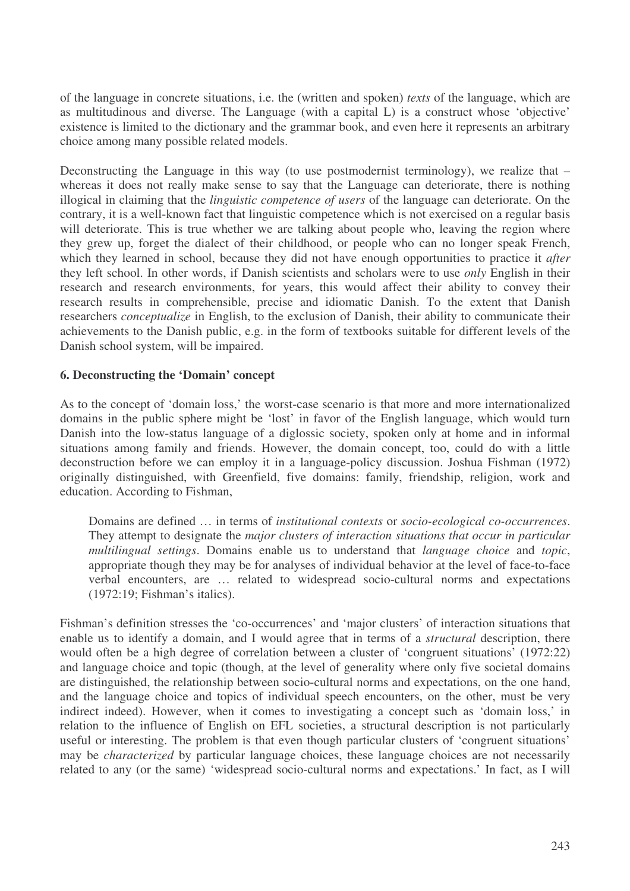of the language in concrete situations, i.e. the (written and spoken) *texts* of the language, which are as multitudinous and diverse. The Language (with a capital L) is a construct whose 'objective' existence is limited to the dictionary and the grammar book, and even here it represents an arbitrary choice among many possible related models.

Deconstructing the Language in this way (to use postmodernist terminology), we realize that – whereas it does not really make sense to say that the Language can deteriorate, there is nothing illogical in claiming that the *linguistic competence of users* of the language can deteriorate. On the contrary, it is a well-known fact that linguistic competence which is not exercised on a regular basis will deteriorate. This is true whether we are talking about people who, leaving the region where they grew up, forget the dialect of their childhood, or people who can no longer speak French, which they learned in school, because they did not have enough opportunities to practice it *after* they left school. In other words, if Danish scientists and scholars were to use *only* English in their research and research environments, for years, this would affect their ability to convey their research results in comprehensible, precise and idiomatic Danish. To the extent that Danish researchers *conceptualize* in English, to the exclusion of Danish, their ability to communicate their achievements to the Danish public, e.g. in the form of textbooks suitable for different levels of the Danish school system, will be impaired.

## 6. Deconstructing the 'Domain' concept

As to the concept of 'domain loss,' the worst-case scenario is that more and more internationalized domains in the public sphere might be 'lost' in favor of the English language, which would turn Danish into the low-status language of a diglossic society, spoken only at home and in informal situations among family and friends. However, the domain concept, too, could do with a little deconstruction before we can employ it in a language-policy discussion. Joshua Fishman (1972) originally distinguished, with Greenfield, five domains: family, friendship, religion, work and education. According to Fishman,

> Domains are defined … in terms of *institutional contexts* or *socio-ecological co-occurrences*. They attempt to designate the *major clusters of interaction situations that occur in particular multilingual settings*. Domains enable us to understand that *language choice* and *topic*, appropriate though they may be for analyses of individual behavior at the level of face-to-face verbal encounters, are … related to widespread socio-cultural norms and expectations (1972:19; Fishman's italics).

Fishman's definition stresses the 'co-occurrences' and 'major clusters' of interaction situations that enable us to identify a domain, and I would agree that in terms of a *structural* description, there would often be a high degree of correlation between a cluster of 'congruent situations' (1972:22) and language choice and topic (though, at the level of generality where only five societal domains are distinguished, the relationship between socio-cultural norms and expectations, on the one hand, and the language choice and topics of individual speech encounters, on the other, must be very indirect indeed). However, when it comes to investigating a concept such as 'domain loss,' in relation to the influence of English on EFL societies, a structural description is not particularly useful or interesting. The problem is that even though particular clusters of 'congruent situations' may be *characterized* by particular language choices, these language choices are not necessarily related to any (or the same) 'widespread socio-cultural norms and expectations.' In fact, as I will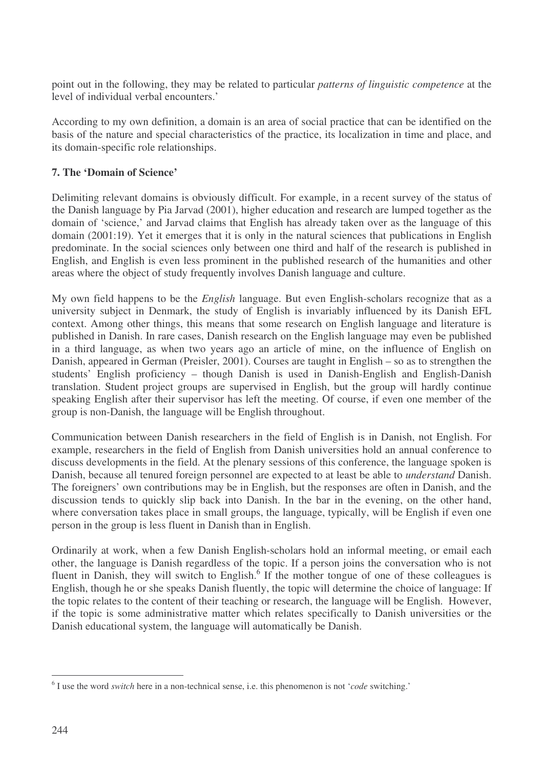point out in the following, they may be related to particular *patterns of linguistic competence* at the level of individual verbal encounters.'

According to my own definition, a domain is an area of social practice that can be identified on the basis of the nature and special characteristics of the practice, its localization in time and place, and its domain-specific role relationships.

## 7. The 'Domain of Science'

Delimiting relevant domains is obviously difficult. For example, in a recent survey of the status of the Danish language by Pia Jarvad (2001), higher education and research are lumped together as the domain of 'science,' and Jarvad claims that English has already taken over as the language of this domain (2001:19). Yet it emerges that it is only in the natural sciences that publications in English predominate. In the social sciences only between one third and half of the research is published in English, and English is even less prominent in the published research of the humanities and other areas where the object of study frequently involves Danish language and culture.

My own field happens to be the *English* language. But even English-scholars recognize that as a university subject in Denmark, the study of English is invariably influenced by its Danish EFL context. Among other things, this means that some research on English language and literature is published in Danish. In rare cases, Danish research on the English language may even be published in a third language, as when two years ago an article of mine, on the influence of English on Danish, appeared in German (Preisler, 2001). Courses are taught in English – so as to strengthen the students' English proficiency – though Danish is used in Danish-English and English-Danish translation. Student project groups are supervised in English, but the group will hardly continue speaking English after their supervisor has left the meeting. Of course, if even one member of the group is non-Danish, the language will be English throughout.

Communication between Danish researchers in the field of English is in Danish, not English. For example, researchers in the field of English from Danish universities hold an annual conference to discuss developments in the field. At the plenary sessions of this conference, the language spoken is Danish, because all tenured foreign personnel are expected to at least be able to *understand* Danish. The foreigners' own contributions may be in English, but the responses are often in Danish, and the discussion tends to quickly slip back into Danish. In the bar in the evening, on the other hand, where conversation takes place in small groups, the language, typically, will be English if even one person in the group is less fluent in Danish than in English.

Ordinarily at work, when a few Danish English-scholars hold an informal meeting, or email each other, the language is Danish regardless of the topic. If a person joins the conversation who is not fluent in Danish, they will switch to English.[6] If the mother tongue of one of these colleagues is English, though he or she speaks Danish fluently, the topic will determine the choice of language: If the topic relates to the content of their teaching or research, the language will be English. However, if the topic is some administrative matter which relates specifically to Danish universities or the Danish educational system, the language will automatically be Danish.

---

[6] I use the word *switch* here in a non-technical sense, i.e. this phenomenon is not '*code* switching.'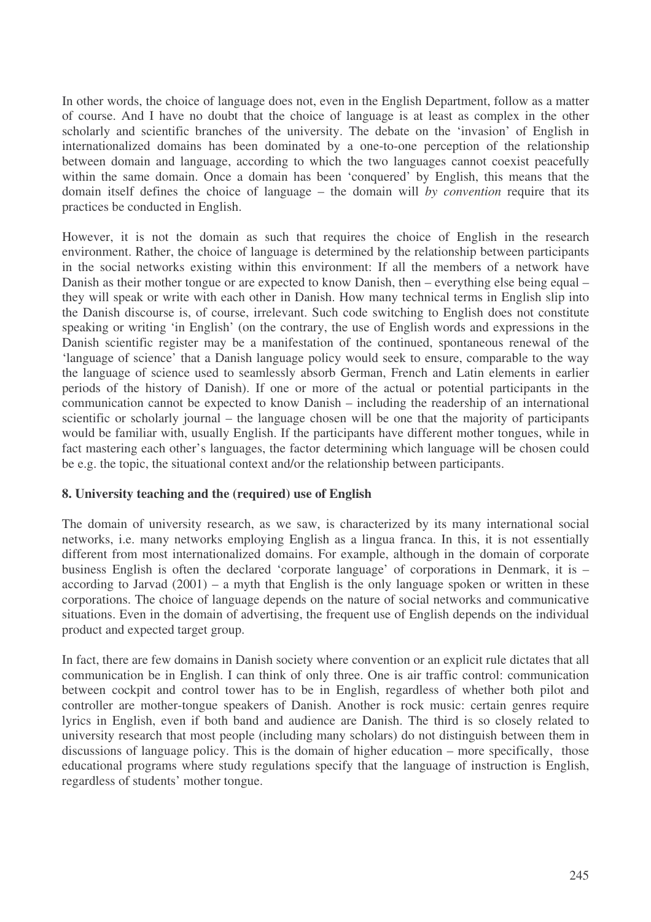In other words, the choice of language does not, even in the English Department, follow as a matter of course. And I have no doubt that the choice of language is at least as complex in the other scholarly and scientific branches of the university. The debate on the 'invasion' of English in internationalized domains has been dominated by a one-to-one perception of the relationship between domain and language, according to which the two languages cannot coexist peacefully within the same domain. Once a domain has been 'conquered' by English, this means that the domain itself defines the choice of language – the domain will *by convention* require that its practices be conducted in English.

However, it is not the domain as such that requires the choice of English in the research environment. Rather, the choice of language is determined by the relationship between participants in the social networks existing within this environment: If all the members of a network have Danish as their mother tongue or are expected to know Danish, then – everything else being equal – they will speak or write with each other in Danish. How many technical terms in English slip into the Danish discourse is, of course, irrelevant. Such code switching to English does not constitute speaking or writing 'in English' (on the contrary, the use of English words and expressions in the Danish scientific register may be a manifestation of the continued, spontaneous renewal of the 'language of science' that a Danish language policy would seek to ensure, comparable to the way the language of science used to seamlessly absorb German, French and Latin elements in earlier periods of the history of Danish). If one or more of the actual or potential participants in the communication cannot be expected to know Danish – including the readership of an international scientific or scholarly journal – the language chosen will be one that the majority of participants would be familiar with, usually English. If the participants have different mother tongues, while in fact mastering each other's languages, the factor determining which language will be chosen could be e.g. the topic, the situational context and/or the relationship between participants.

## 8. University teaching and the (required) use of English

The domain of university research, as we saw, is characterized by its many international social networks, i.e. many networks employing English as a lingua franca. In this, it is not essentially different from most internationalized domains. For example, although in the domain of corporate business English is often the declared 'corporate language' of corporations in Denmark, it is – according to Jarvad (2001) – a myth that English is the only language spoken or written in these corporations. The choice of language depends on the nature of social networks and communicative situations. Even in the domain of advertising, the frequent use of English depends on the individual product and expected target group.

In fact, there are few domains in Danish society where convention or an explicit rule dictates that all communication be in English. I can think of only three. One is air traffic control: communication between cockpit and control tower has to be in English, regardless of whether both pilot and controller are mother-tongue speakers of Danish. Another is rock music: certain genres require lyrics in English, even if both band and audience are Danish. The third is so closely related to university research that most people (including many scholars) do not distinguish between them in discussions of language policy. This is the domain of higher education – more specifically, those educational programs where study regulations specify that the language of instruction is English, regardless of students' mother tongue.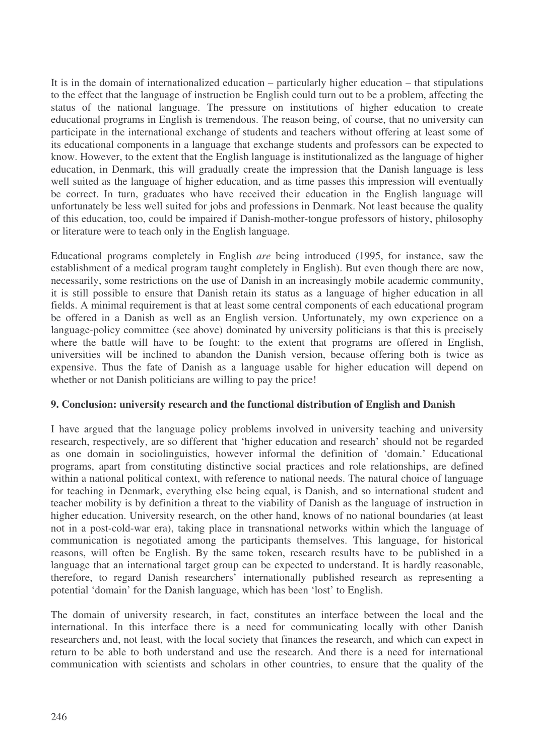It is in the domain of internationalized education – particularly higher education – that stipulations to the effect that the language of instruction be English could turn out to be a problem, affecting the status of the national language. The pressure on institutions of higher education to create educational programs in English is tremendous. The reason being, of course, that no university can participate in the international exchange of students and teachers without offering at least some of its educational components in a language that exchange students and professors can be expected to know. However, to the extent that the English language is institutionalized as the language of higher education, in Denmark, this will gradually create the impression that the Danish language is less well suited as the language of higher education, and as time passes this impression will eventually be correct. In turn, graduates who have received their education in the English language will unfortunately be less well suited for jobs and professions in Denmark. Not least because the quality of this education, too, could be impaired if Danish-mother-tongue professors of history, philosophy or literature were to teach only in the English language.

Educational programs completely in English *are* being introduced (1995, for instance, saw the establishment of a medical program taught completely in English). But even though there are now, necessarily, some restrictions on the use of Danish in an increasingly mobile academic community, it is still possible to ensure that Danish retain its status as a language of higher education in all fields. A minimal requirement is that at least some central components of each educational program be offered in a Danish as well as an English version. Unfortunately, my own experience on a language-policy committee (see above) dominated by university politicians is that this is precisely where the battle will have to be fought: to the extent that programs are offered in English, universities will be inclined to abandon the Danish version, because offering both is twice as expensive. Thus the fate of Danish as a language usable for higher education will depend on whether or not Danish politicians are willing to pay the price!

## 9. Conclusion: university research and the functional distribution of English and Danish

I have argued that the language policy problems involved in university teaching and university research, respectively, are so different that 'higher education and research' should not be regarded as one domain in sociolinguistics, however informal the definition of 'domain.' Educational programs, apart from constituting distinctive social practices and role relationships, are defined within a national political context, with reference to national needs. The natural choice of language for teaching in Denmark, everything else being equal, is Danish, and so international student and teacher mobility is by definition a threat to the viability of Danish as the language of instruction in higher education. University research, on the other hand, knows of no national boundaries (at least not in a post-cold-war era), taking place in transnational networks within which the language of communication is negotiated among the participants themselves. This language, for historical reasons, will often be English. By the same token, research results have to be published in a language that an international target group can be expected to understand. It is hardly reasonable, therefore, to regard Danish researchers' internationally published research as representing a potential 'domain' for the Danish language, which has been 'lost' to English.

The domain of university research, in fact, constitutes an interface between the local and the international. In this interface there is a need for communicating locally with other Danish researchers and, not least, with the local society that finances the research, and which can expect in return to be able to both understand and use the research. And there is a need for international communication with scientists and scholars in other countries, to ensure that the quality of the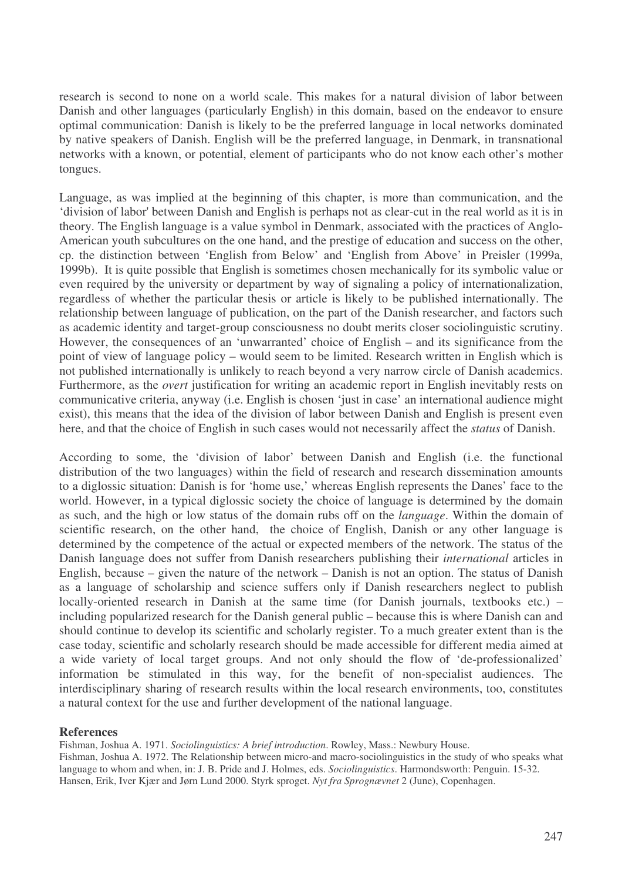research is second to none on a world scale. This makes for a natural division of labor between Danish and other languages (particularly English) in this domain, based on the endeavor to ensure optimal communication: Danish is likely to be the preferred language in local networks dominated by native speakers of Danish. English will be the preferred language, in Denmark, in transnational networks with a known, or potential, element of participants who do not know each other's mother tongues.

Language, as was implied at the beginning of this chapter, is more than communication, and the 'division of labor' between Danish and English is perhaps not as clear-cut in the real world as it is in theory. The English language is a value symbol in Denmark, associated with the practices of Anglo-American youth subcultures on the one hand, and the prestige of education and success on the other, cp. the distinction between 'English from Below' and 'English from Above' in Preisler (1999a, 1999b). It is quite possible that English is sometimes chosen mechanically for its symbolic value or even required by the university or department by way of signaling a policy of internationalization, regardless of whether the particular thesis or article is likely to be published internationally. The relationship between language of publication, on the part of the Danish researcher, and factors such as academic identity and target-group consciousness no doubt merits closer sociolinguistic scrutiny. However, the consequences of an 'unwarranted' choice of English – and its significance from the point of view of language policy – would seem to be limited. Research written in English which is not published internationally is unlikely to reach beyond a very narrow circle of Danish academics. Furthermore, as the *overt* justification for writing an academic report in English inevitably rests on communicative criteria, anyway (i.e. English is chosen 'just in case' an international audience might exist), this means that the idea of the division of labor between Danish and English is present even here, and that the choice of English in such cases would not necessarily affect the *status* of Danish.

According to some, the 'division of labor' between Danish and English (i.e. the functional distribution of the two languages) within the field of research and research dissemination amounts to a diglossic situation: Danish is for 'home use,' whereas English represents the Danes' face to the world. However, in a typical diglossic society the choice of language is determined by the domain as such, and the high or low status of the domain rubs off on the *language*. Within the domain of scientific research, on the other hand, the choice of English, Danish or any other language is determined by the competence of the actual or expected members of the network. The status of the Danish language does not suffer from Danish researchers publishing their *international* articles in English, because – given the nature of the network – Danish is not an option. The status of Danish as a language of scholarship and science suffers only if Danish researchers neglect to publish locally-oriented research in Danish at the same time (for Danish journals, textbooks etc.) – including popularized research for the Danish general public – because this is where Danish can and should continue to develop its scientific and scholarly register. To a much greater extent than is the case today, scientific and scholarly research should be made accessible for different media aimed at a wide variety of local target groups. And not only should the flow of 'de-professionalized' information be stimulated in this way, for the benefit of non-specialist audiences. The interdisciplinary sharing of research results within the local research environments, too, constitutes a natural context for the use and further development of the national language.

## References

Fishman, Joshua A. 1971. *Sociolinguistics: A brief introduction*. Rowley, Mass.: Newbury House.

Fishman, Joshua A. 1972. The Relationship between micro-and macro-sociolinguistics in the study of who speaks what language to whom and when, in: J. B. Pride and J. Holmes, eds. *Sociolinguistics*. Harmondsworth: Penguin. 15-32.

Hansen, Erik, Iver Kjær and Jørn Lund 2000. Styrk sproget. *Nyt fra Sprognævnet* 2 (June), Copenhagen.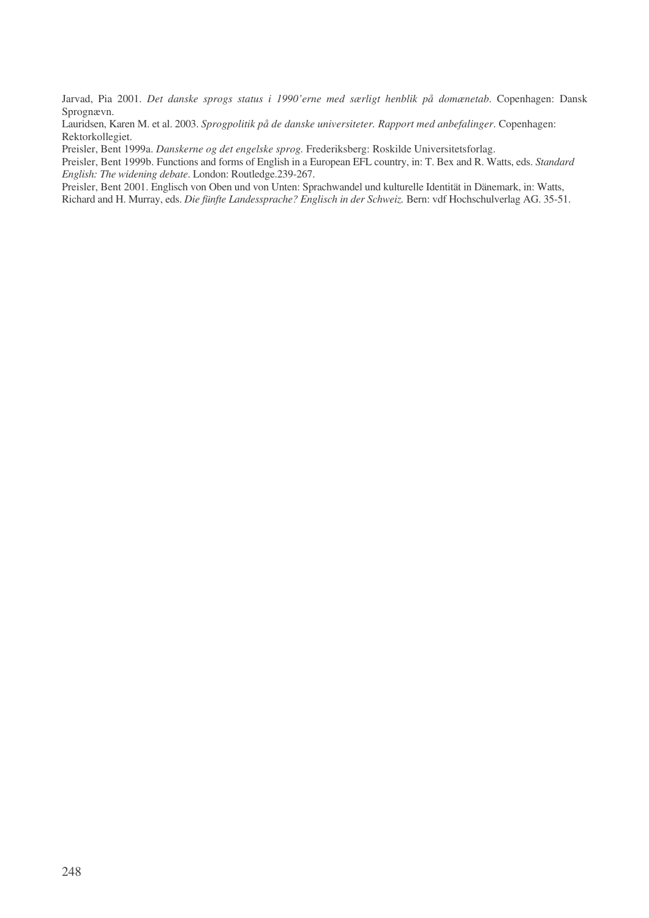Jarvad, Pia 2001. *Det danske sprogs status i 1990'erne med særligt henblik på domænetab*. Copenhagen: Dansk Sprognævn.

Lauridsen, Karen M. et al. 2003. *Sprogpolitik på de danske universiteter. Rapport med anbefalinger*. Copenhagen: Rektorkollegiet.

Preisler, Bent 1999a. *Danskerne og det engelske sprog.* Frederiksberg: Roskilde Universitetsforlag.

Preisler, Bent 1999b. Functions and forms of English in a European EFL country, in: T. Bex and R. Watts, eds. *Standard English: The widening debate*. London: Routledge.239-267.

Preisler, Bent 2001. Englisch von Oben und von Unten: Sprachwandel und kulturelle Identität in Dänemark, in: Watts, Richard and H. Murray, eds. *Die fünfte Landessprache? Englisch in der Schweiz.* Bern: vdf Hochschulverlag AG. 35-51.